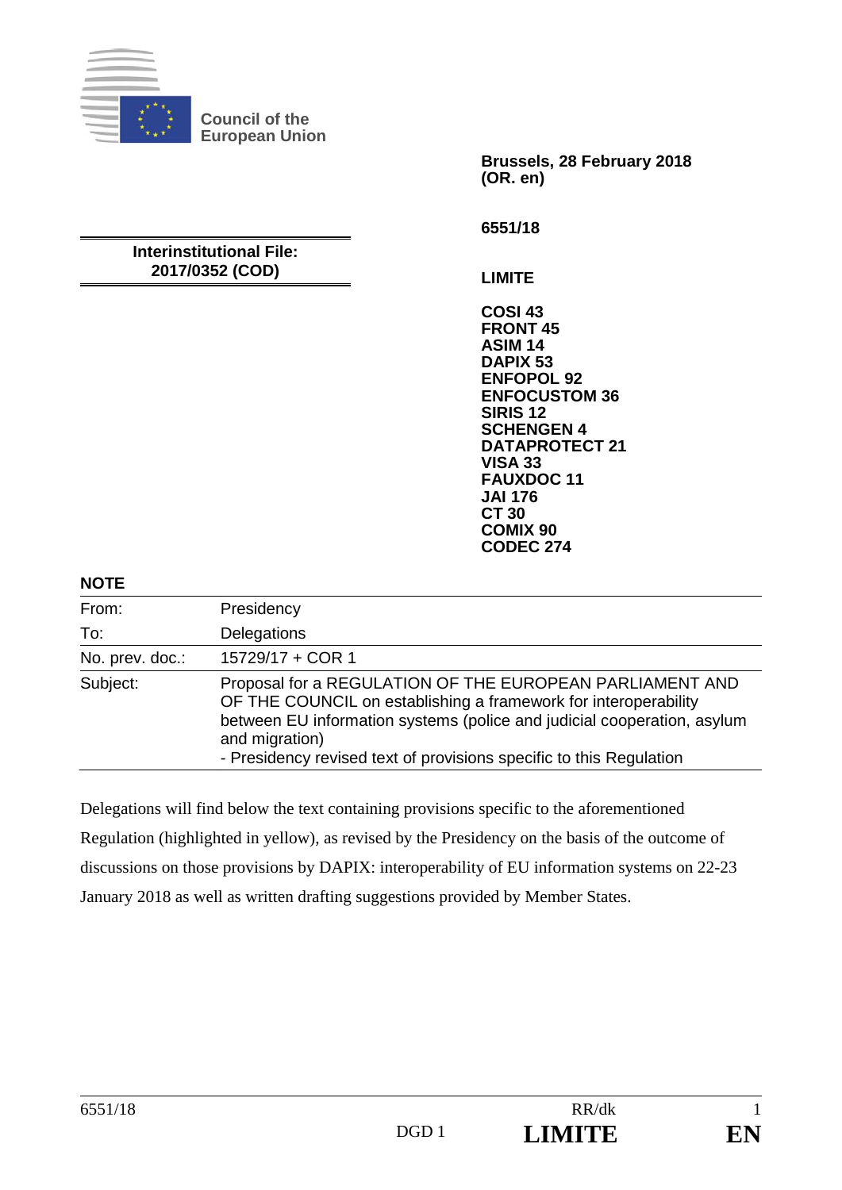Council of the European Union

**Brussels, 28 February 2018**
**(OR. en)**

**6551/18**

**Interinstitutional File:**
**2017/0352 (COD)**

**LIMITE**

**COSI 43**
**FRONT 45**
**ASIM 14**
**DAPIX 53**
**ENFOPOL 92**
**ENFOCUSTOM 36**
**SIRIS 12**
**SCHENGEN 4**
**DATAPROTECT 21**
**VISA 33**
**FAUXDOC 11**
**JAI 176**
**CT 30**
**COMIX 90**
**CODEC 274**

**NOTE**

| | |
|---|---|
| From: | Presidency |
| To: | Delegations |
| No. prev. doc.: | 15729/17 + COR 1 |
| Subject: | Proposal for a REGULATION OF THE EUROPEAN PARLIAMENT AND OF THE COUNCIL on establishing a framework for interoperability between EU information systems (police and judicial cooperation, asylum and migration)<br>- Presidency revised text of provisions specific to this Regulation |

Delegations will find below the text containing provisions specific to the aforementioned Regulation (highlighted in yellow), as revised by the Presidency on the basis of the outcome of discussions on those provisions by DAPIX: interoperability of EU information systems on 22-23 January 2018 as well as written drafting suggestions provided by Member States.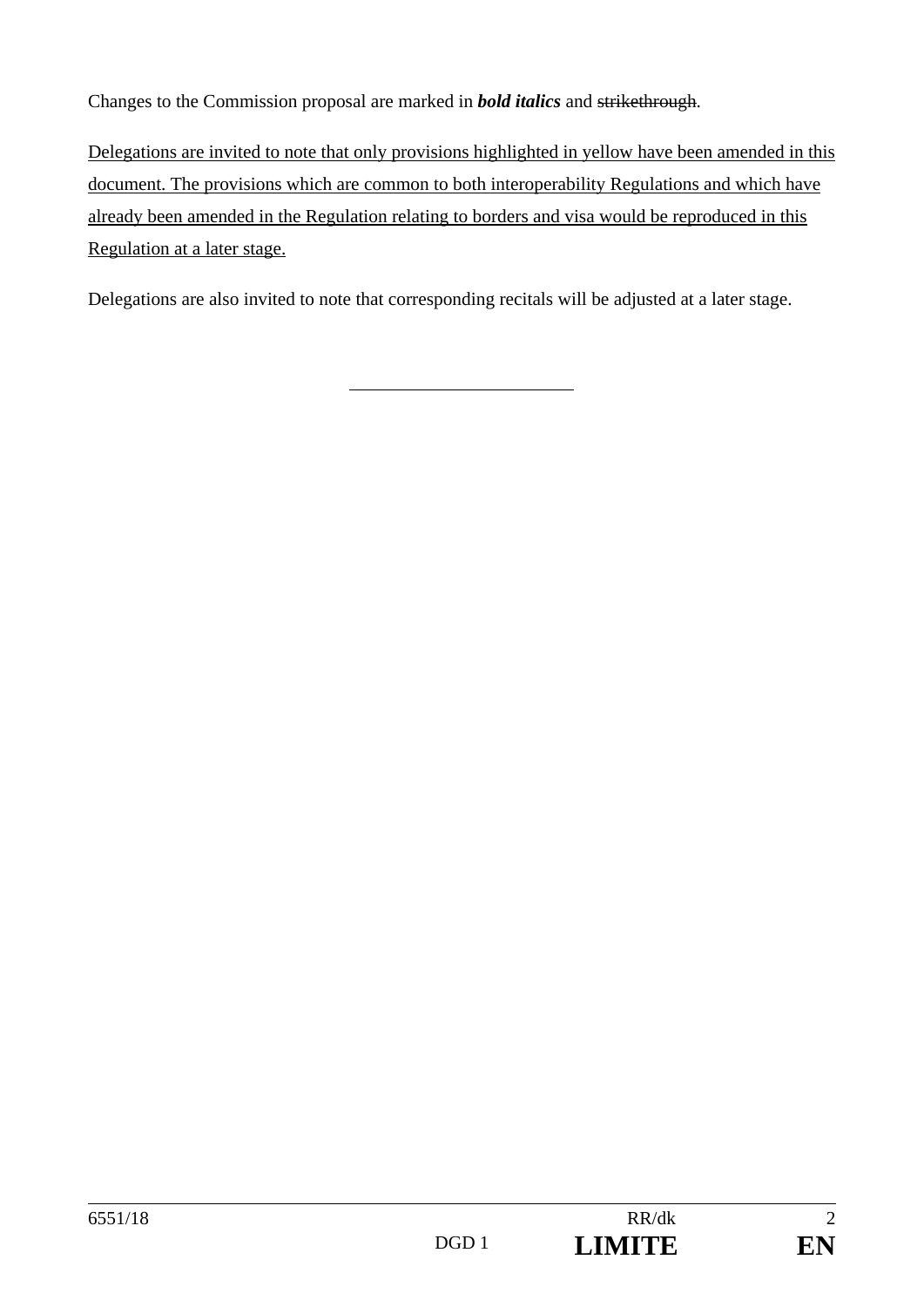Changes to the Commission proposal are marked in ***bold italics*** and ~~strikethrough~~.

<u>Delegations are invited to note that only provisions highlighted in yellow have been amended in this document. The provisions which are common to both interoperability Regulations and which have already been amended in the Regulation relating to borders and visa would be reproduced in this Regulation at a later stage.</u>

Delegations are also invited to note that corresponding recitals will be adjusted at a later stage.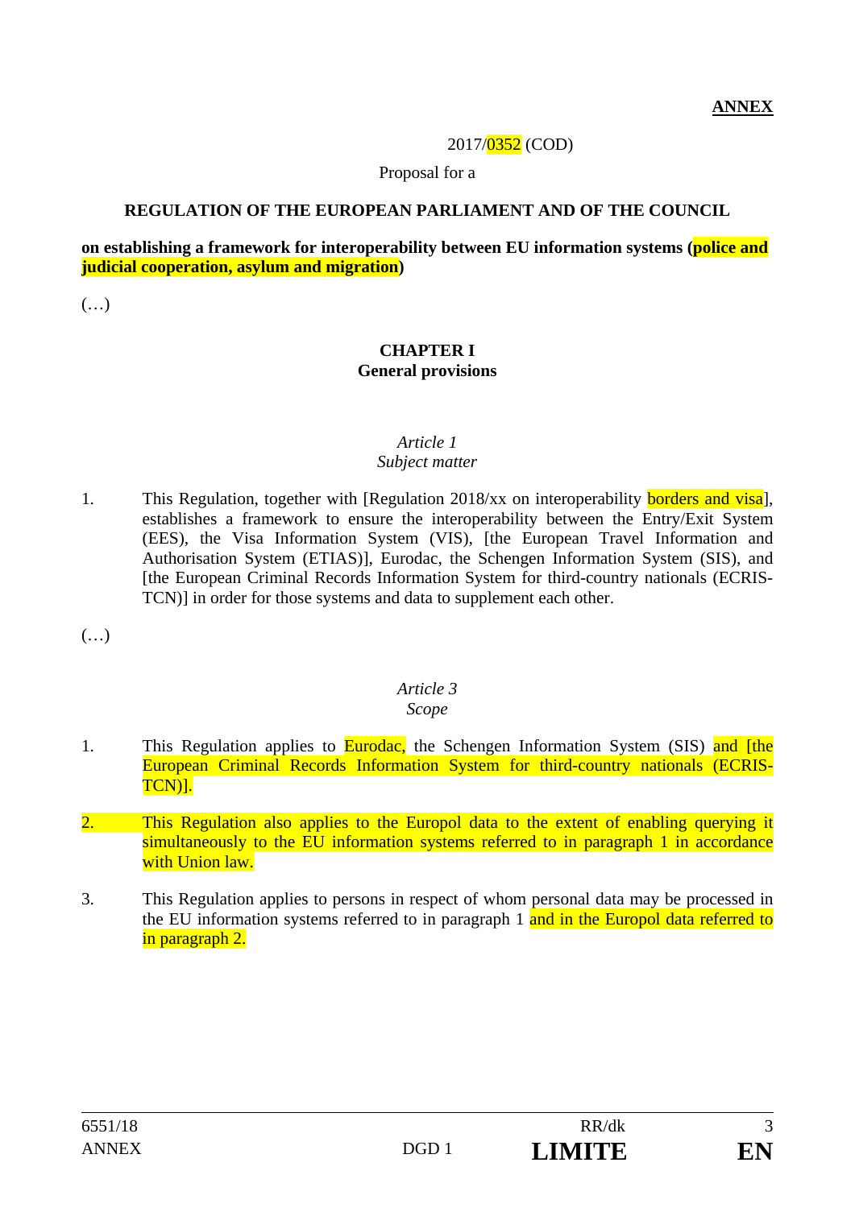**ANNEX**

2017/0352 (COD)

Proposal for a

**REGULATION OF THE EUROPEAN PARLIAMENT AND OF THE COUNCIL**

**on establishing a framework for interoperability between EU information systems (police and judicial cooperation, asylum and migration)**

(…)

## CHAPTER I
## General provisions

*Article 1*
*Subject matter*

1. This Regulation, together with [Regulation 2018/xx on interoperability borders and visa], establishes a framework to ensure the interoperability between the Entry/Exit System (EES), the Visa Information System (VIS), [the European Travel Information and Authorisation System (ETIAS)], Eurodac, the Schengen Information System (SIS), and [the European Criminal Records Information System for third-country nationals (ECRIS-TCN)] in order for those systems and data to supplement each other.

(…)

*Article 3*
*Scope*

1. This Regulation applies to Eurodac, the Schengen Information System (SIS) and [the European Criminal Records Information System for third-country nationals (ECRIS-TCN)].

2. This Regulation also applies to the Europol data to the extent of enabling querying it simultaneously to the EU information systems referred to in paragraph 1 in accordance with Union law.

3. This Regulation applies to persons in respect of whom personal data may be processed in the EU information systems referred to in paragraph 1 and in the Europol data referred to in paragraph 2.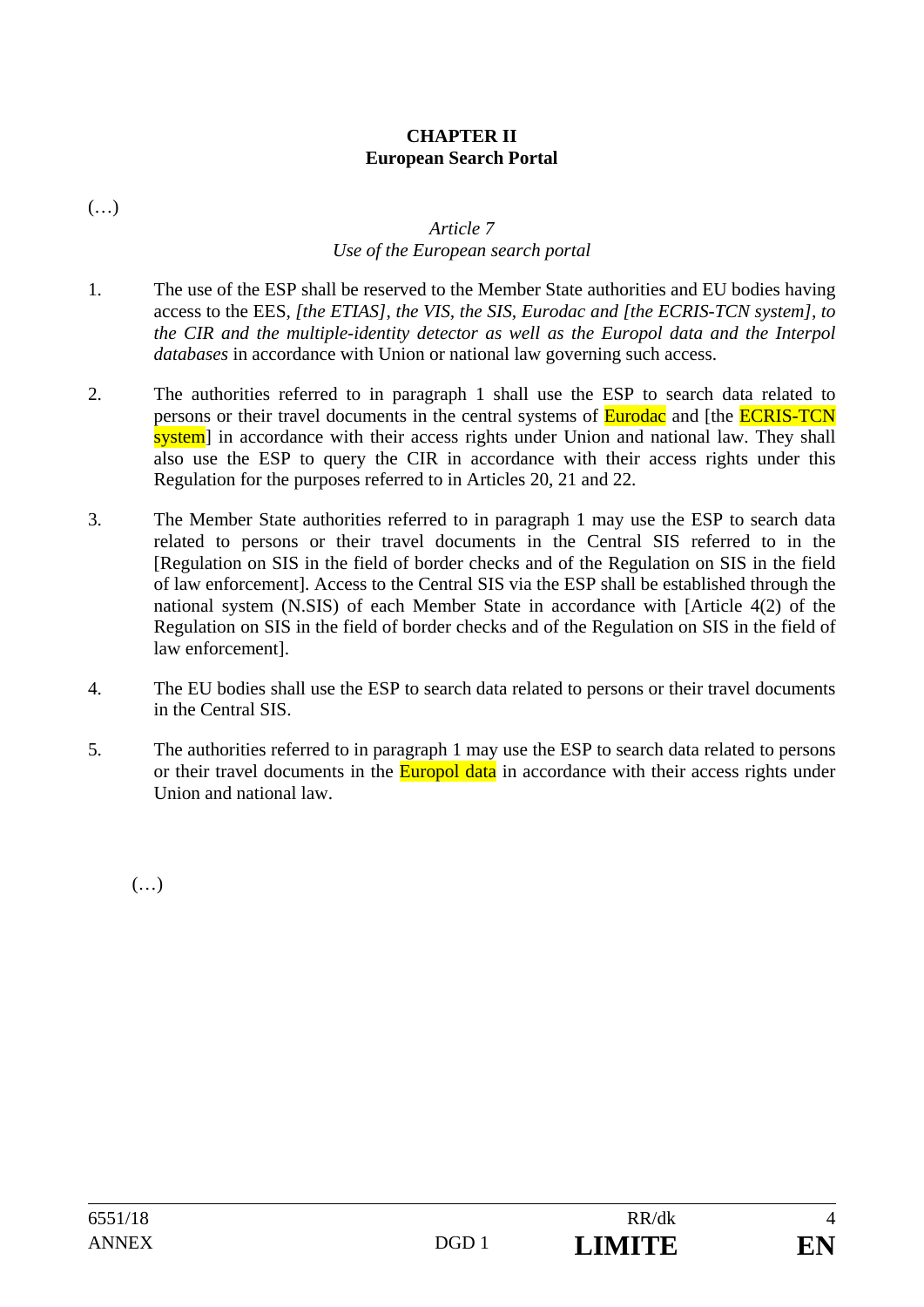**CHAPTER II**
**European Search Portal**

(…)

*Article 7*
*Use of the European search portal*

1. The use of the ESP shall be reserved to the Member State authorities and EU bodies having access to the EES, *[the ETIAS], the VIS, the SIS, Eurodac and [the ECRIS-TCN system], to the CIR and the multiple-identity detector as well as the Europol data and the Interpol databases* in accordance with Union or national law governing such access.

2. The authorities referred to in paragraph 1 shall use the ESP to search data related to persons or their travel documents in the central systems of Eurodac and [the ECRIS-TCN system] in accordance with their access rights under Union and national law. They shall also use the ESP to query the CIR in accordance with their access rights under this Regulation for the purposes referred to in Articles 20, 21 and 22.

3. The Member State authorities referred to in paragraph 1 may use the ESP to search data related to persons or their travel documents in the Central SIS referred to in the [Regulation on SIS in the field of border checks and of the Regulation on SIS in the field of law enforcement]. Access to the Central SIS via the ESP shall be established through the national system (N.SIS) of each Member State in accordance with [Article 4(2) of the Regulation on SIS in the field of border checks and of the Regulation on SIS in the field of law enforcement].

4. The EU bodies shall use the ESP to search data related to persons or their travel documents in the Central SIS.

5. The authorities referred to in paragraph 1 may use the ESP to search data related to persons or their travel documents in the Europol data in accordance with their access rights under Union and national law.

(…)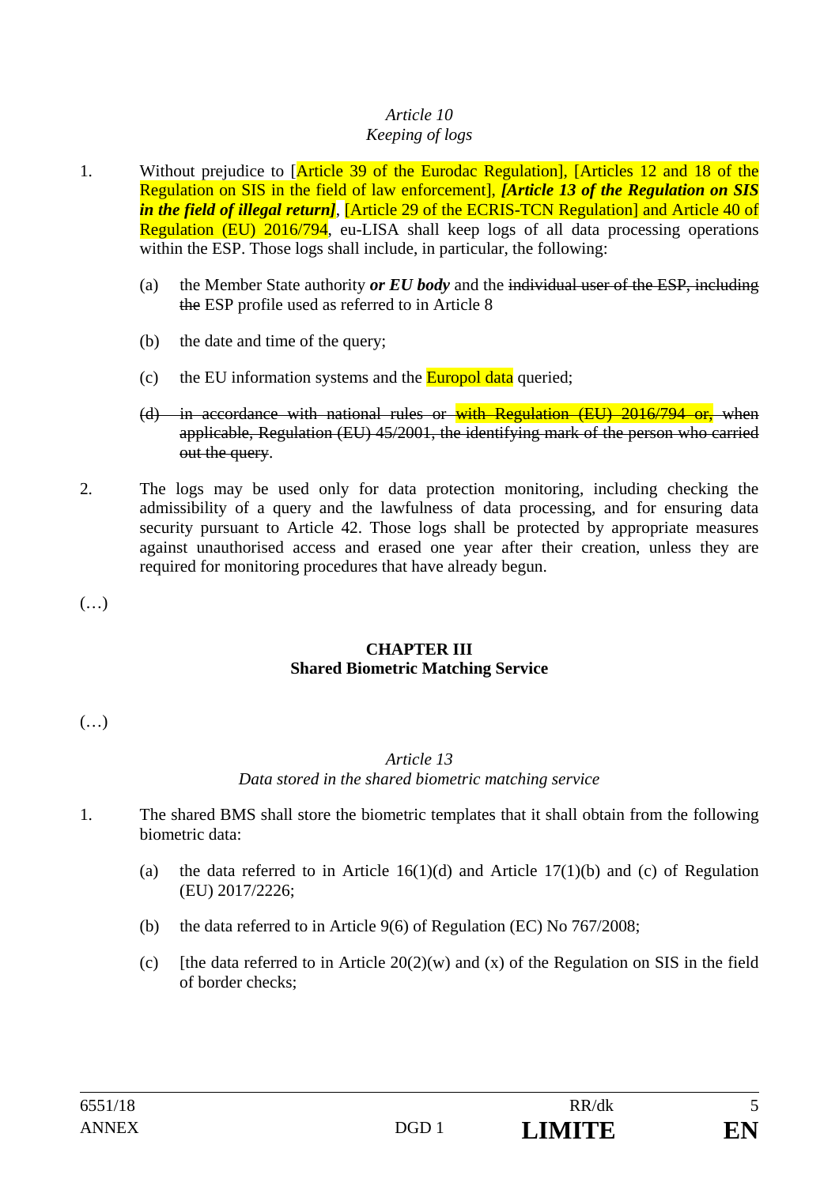*Article 10*
*Keeping of logs*

1. Without prejudice to [Article 39 of the Eurodac Regulation], [Articles 12 and 18 of the Regulation on SIS in the field of law enforcement], ***[Article 13 of the Regulation on SIS in the field of illegal return]***, [Article 29 of the ECRIS-TCN Regulation] and Article 40 of Regulation (EU) 2016/794, eu-LISA shall keep logs of all data processing operations within the ESP. Those logs shall include, in particular, the following:

   (a) the Member State authority ***or EU body*** and the ~~individual user of the ESP, including the~~ ESP profile used as referred to in Article 8

   (b) the date and time of the query;

   (c) the EU information systems and the Europol data queried;

   ~~(d) in accordance with national rules or with Regulation (EU) 2016/794 or, when applicable, Regulation (EU) 45/2001, the identifying mark of the person who carried out the query~~.

2. The logs may be used only for data protection monitoring, including checking the admissibility of a query and the lawfulness of data processing, and for ensuring data security pursuant to Article 42. Those logs shall be protected by appropriate measures against unauthorised access and erased one year after their creation, unless they are required for monitoring procedures that have already begun.

(…)

## CHAPTER III
## Shared Biometric Matching Service

(…)

*Article 13*
*Data stored in the shared biometric matching service*

1. The shared BMS shall store the biometric templates that it shall obtain from the following biometric data:

   (a) the data referred to in Article 16(1)(d) and Article 17(1)(b) and (c) of Regulation (EU) 2017/2226;

   (b) the data referred to in Article 9(6) of Regulation (EC) No 767/2008;

   (c) [the data referred to in Article 20(2)(w) and (x) of the Regulation on SIS in the field of border checks;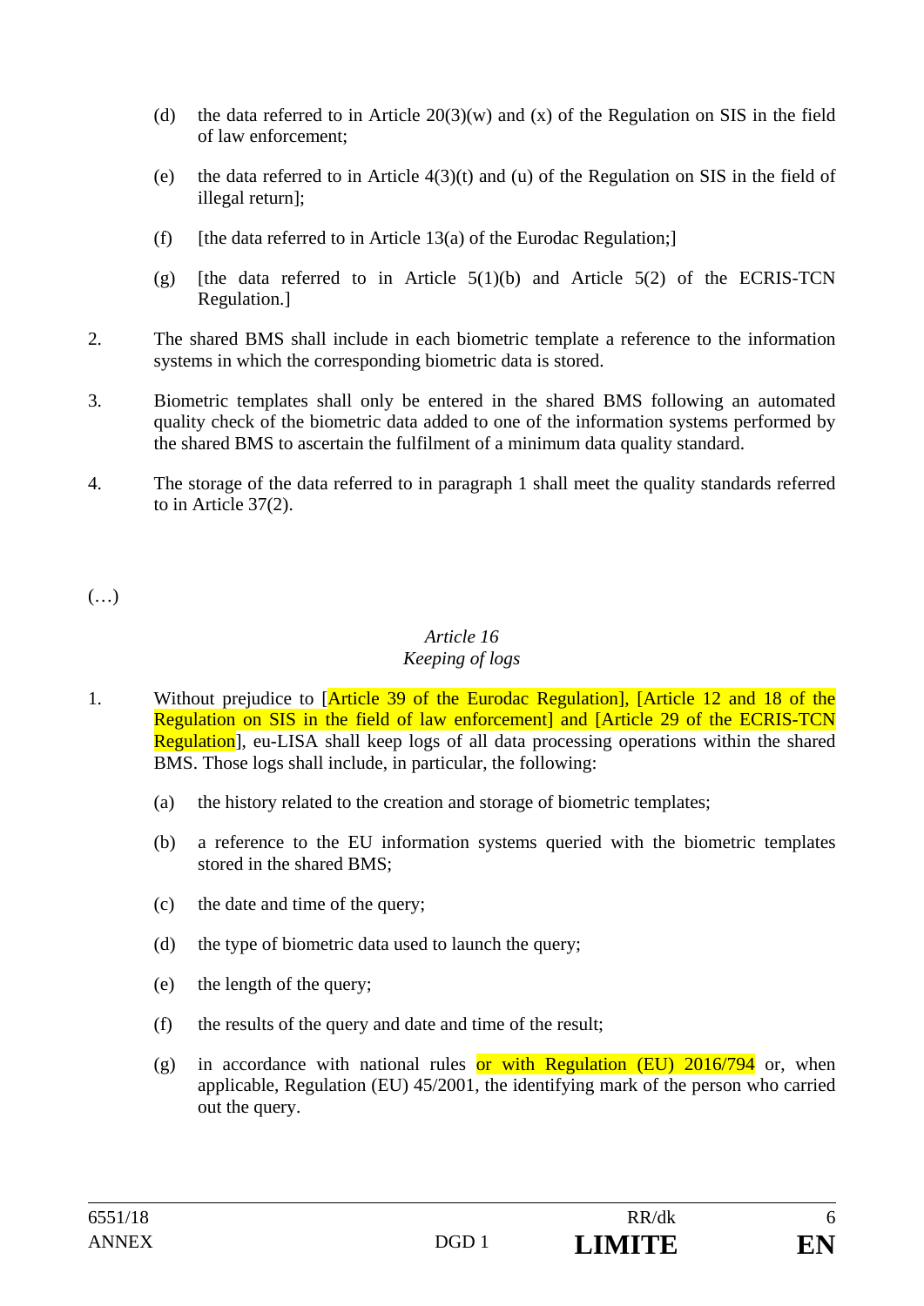(d) the data referred to in Article 20(3)(w) and (x) of the Regulation on SIS in the field of law enforcement;

(e) the data referred to in Article 4(3)(t) and (u) of the Regulation on SIS in the field of illegal return];

(f) [the data referred to in Article 13(a) of the Eurodac Regulation;]

(g) [the data referred to in Article 5(1)(b) and Article 5(2) of the ECRIS-TCN Regulation.]

2. The shared BMS shall include in each biometric template a reference to the information systems in which the corresponding biometric data is stored.

3. Biometric templates shall only be entered in the shared BMS following an automated quality check of the biometric data added to one of the information systems performed by the shared BMS to ascertain the fulfilment of a minimum data quality standard.

4. The storage of the data referred to in paragraph 1 shall meet the quality standards referred to in Article 37(2).

(…)

*Article 16*
*Keeping of logs*

1. Without prejudice to [Article 39 of the Eurodac Regulation], [Article 12 and 18 of the Regulation on SIS in the field of law enforcement] and [Article 29 of the ECRIS-TCN Regulation], eu-LISA shall keep logs of all data processing operations within the shared BMS. Those logs shall include, in particular, the following:

   (a) the history related to the creation and storage of biometric templates;

   (b) a reference to the EU information systems queried with the biometric templates stored in the shared BMS;

   (c) the date and time of the query;

   (d) the type of biometric data used to launch the query;

   (e) the length of the query;

   (f) the results of the query and date and time of the result;

   (g) in accordance with national rules or with Regulation (EU) 2016/794 or, when applicable, Regulation (EU) 45/2001, the identifying mark of the person who carried out the query.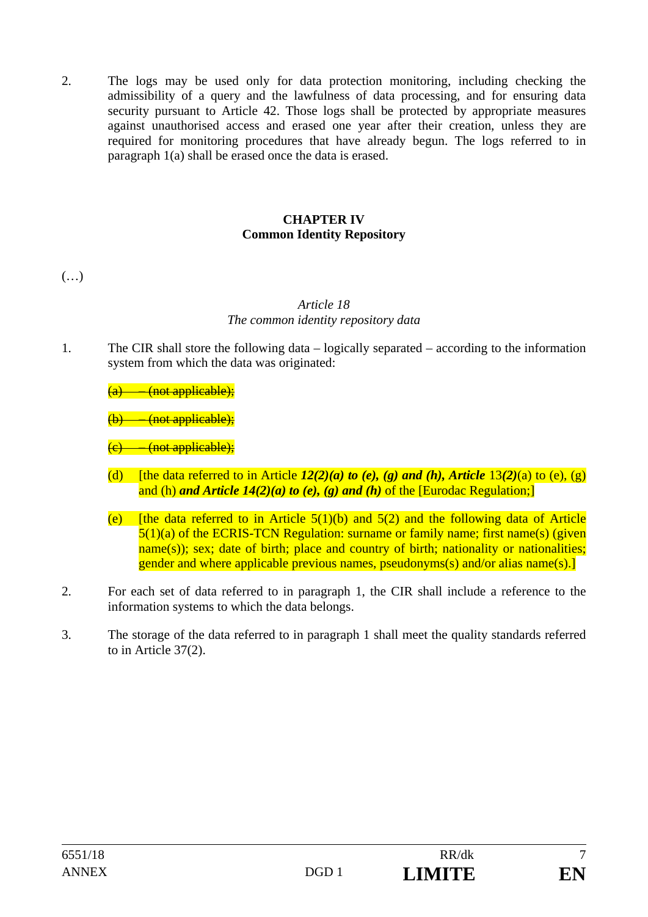2. The logs may be used only for data protection monitoring, including checking the admissibility of a query and the lawfulness of data processing, and for ensuring data security pursuant to Article 42. Those logs shall be protected by appropriate measures against unauthorised access and erased one year after their creation, unless they are required for monitoring procedures that have already begun. The logs referred to in paragraph 1(a) shall be erased once the data is erased.

## CHAPTER IV
## Common Identity Repository

(…)

*Article 18*
*The common identity repository data*

1. The CIR shall store the following data – logically separated – according to the information system from which the data was originated:

   ~~(a) – (not applicable);~~

   ~~(b) – (not applicable);~~

   ~~(c) – (not applicable);~~

   (d) [the data referred to in Article ***12(2)(a) to (e), (g) and (h), Article*** 13***(2)***(a) to (e), (g) and (h) ***and Article 14(2)(a) to (e), (g) and (h)*** of the [Eurodac Regulation;]

   (e) [the data referred to in Article 5(1)(b) and 5(2) and the following data of Article 5(1)(a) of the ECRIS-TCN Regulation: surname or family name; first name(s) (given name(s)); sex; date of birth; place and country of birth; nationality or nationalities; gender and where applicable previous names, pseudonyms(s) and/or alias name(s).]

2. For each set of data referred to in paragraph 1, the CIR shall include a reference to the information systems to which the data belongs.

3. The storage of the data referred to in paragraph 1 shall meet the quality standards referred to in Article 37(2).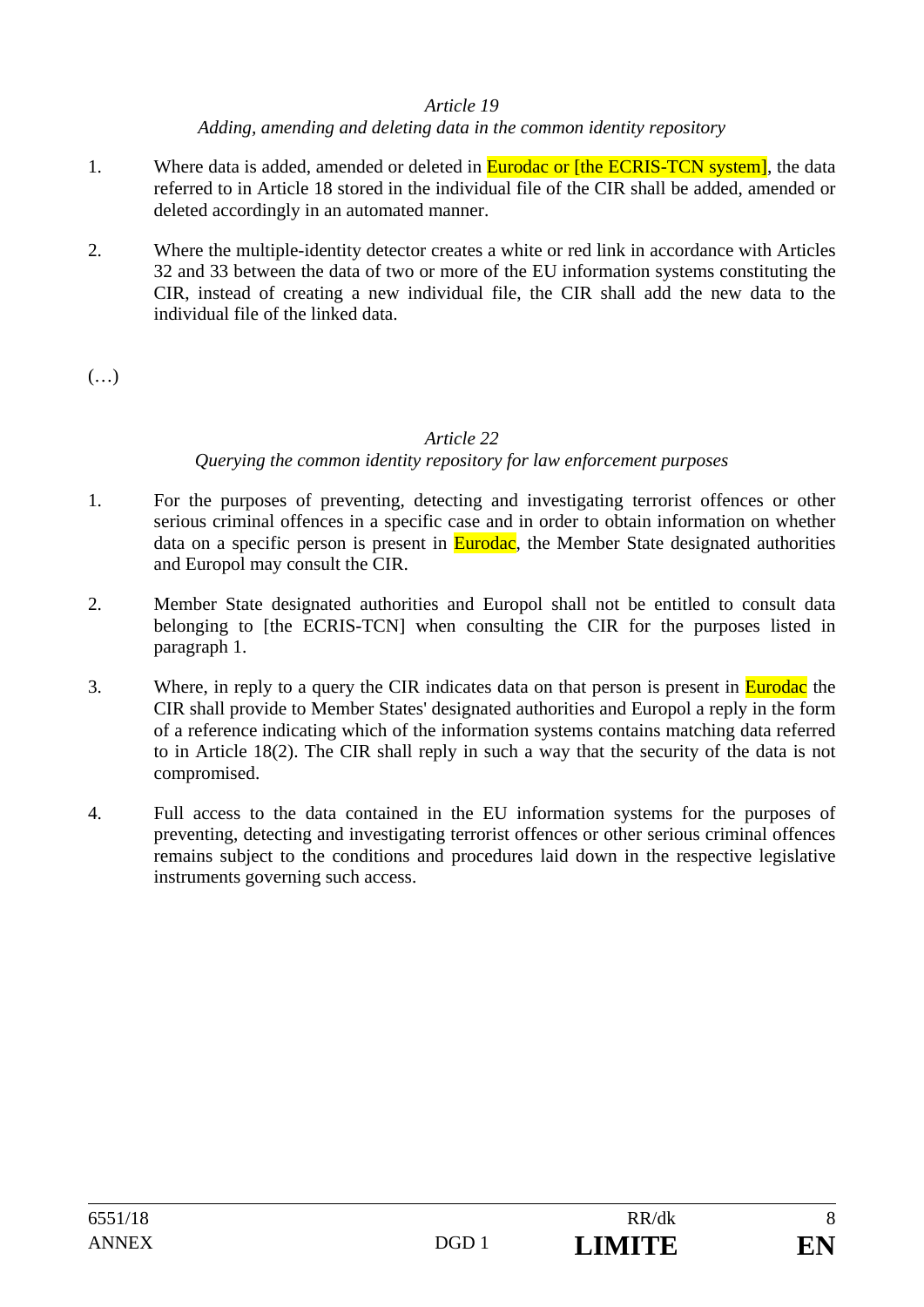*Article 19*

*Adding, amending and deleting data in the common identity repository*

1. Where data is added, amended or deleted in Eurodac or [the ECRIS-TCN system], the data referred to in Article 18 stored in the individual file of the CIR shall be added, amended or deleted accordingly in an automated manner.

2. Where the multiple-identity detector creates a white or red link in accordance with Articles 32 and 33 between the data of two or more of the EU information systems constituting the CIR, instead of creating a new individual file, the CIR shall add the new data to the individual file of the linked data.

(…)

*Article 22*

*Querying the common identity repository for law enforcement purposes*

1. For the purposes of preventing, detecting and investigating terrorist offences or other serious criminal offences in a specific case and in order to obtain information on whether data on a specific person is present in Eurodac, the Member State designated authorities and Europol may consult the CIR.

2. Member State designated authorities and Europol shall not be entitled to consult data belonging to [the ECRIS-TCN] when consulting the CIR for the purposes listed in paragraph 1.

3. Where, in reply to a query the CIR indicates data on that person is present in Eurodac the CIR shall provide to Member States' designated authorities and Europol a reply in the form of a reference indicating which of the information systems contains matching data referred to in Article 18(2). The CIR shall reply in such a way that the security of the data is not compromised.

4. Full access to the data contained in the EU information systems for the purposes of preventing, detecting and investigating terrorist offences or other serious criminal offences remains subject to the conditions and procedures laid down in the respective legislative instruments governing such access.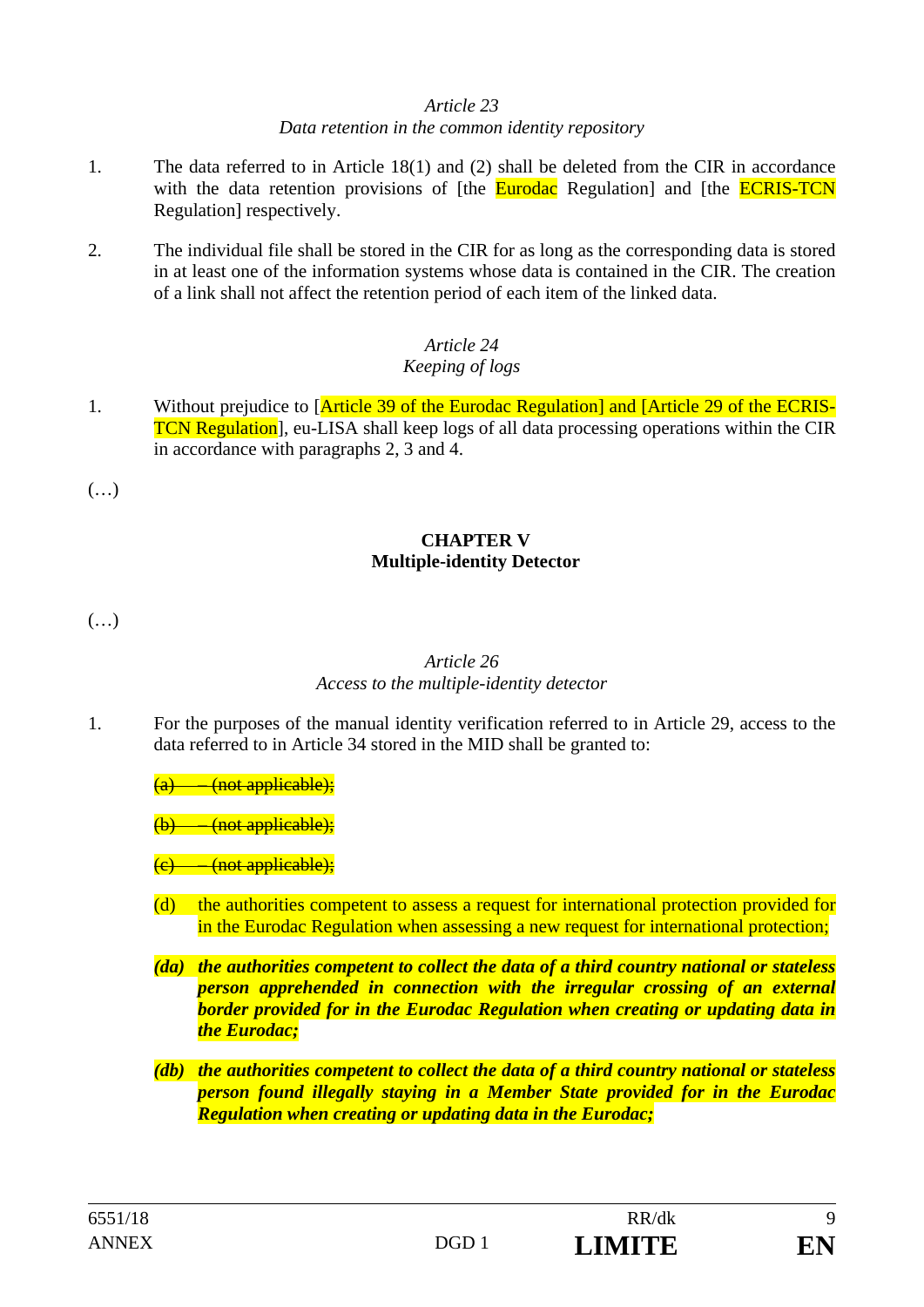*Article 23*
*Data retention in the common identity repository*

1. The data referred to in Article 18(1) and (2) shall be deleted from the CIR in accordance with the data retention provisions of [the Eurodac Regulation] and [the ECRIS-TCN Regulation] respectively.

2. The individual file shall be stored in the CIR for as long as the corresponding data is stored in at least one of the information systems whose data is contained in the CIR. The creation of a link shall not affect the retention period of each item of the linked data.

*Article 24*
*Keeping of logs*

1. Without prejudice to [Article 39 of the Eurodac Regulation] and [Article 29 of the ECRIS-TCN Regulation], eu-LISA shall keep logs of all data processing operations within the CIR in accordance with paragraphs 2, 3 and 4.

(…)

**CHAPTER V**
**Multiple-identity Detector**

(…)

*Article 26*
*Access to the multiple-identity detector*

1. For the purposes of the manual identity verification referred to in Article 29, access to the data referred to in Article 34 stored in the MID shall be granted to:

~~(a) – (not applicable);~~

~~(b) – (not applicable);~~

~~(c) – (not applicable);~~

(d) the authorities competent to assess a request for international protection provided for in the Eurodac Regulation when assessing a new request for international protection;

***(da) the authorities competent to collect the data of a third country national or stateless person apprehended in connection with the irregular crossing of an external border provided for in the Eurodac Regulation when creating or updating data in the Eurodac;***

***(db) the authorities competent to collect the data of a third country national or stateless person found illegally staying in a Member State provided for in the Eurodac Regulation when creating or updating data in the Eurodac;***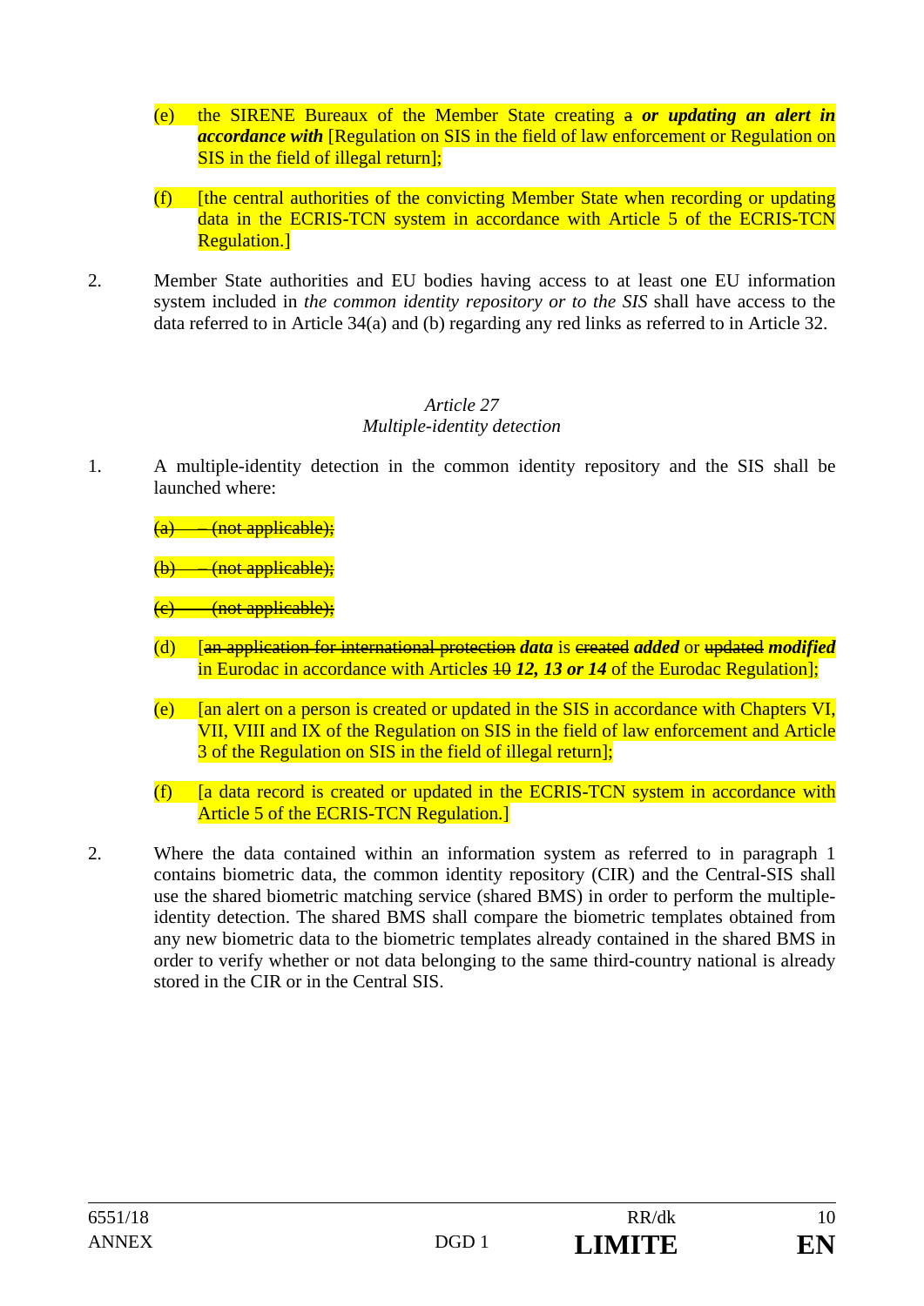(e) the SIRENE Bureaux of the Member State creating ~~a~~ ***or updating an alert in accordance with*** [Regulation on SIS in the field of law enforcement or Regulation on SIS in the field of illegal return];

(f) [the central authorities of the convicting Member State when recording or updating data in the ECRIS-TCN system in accordance with Article 5 of the ECRIS-TCN Regulation.]

2. Member State authorities and EU bodies having access to at least one EU information system included in *the common identity repository or to the SIS* shall have access to the data referred to in Article 34(a) and (b) regarding any red links as referred to in Article 32.

*Article 27*
*Multiple-identity detection*

1. A multiple-identity detection in the common identity repository and the SIS shall be launched where:

~~(a) – (not applicable);~~

~~(b) – (not applicable);~~

~~(c) – (not applicable);~~

(d) [~~an application for international protection~~ ***data*** is ~~created~~ ***added*** or ~~updated~~ ***modified*** in Eurodac in accordance with Article***s*** ~~10~~ ***12, 13 or 14*** of the Eurodac Regulation];

(e) [an alert on a person is created or updated in the SIS in accordance with Chapters VI, VII, VIII and IX of the Regulation on SIS in the field of law enforcement and Article 3 of the Regulation on SIS in the field of illegal return];

(f) [a data record is created or updated in the ECRIS-TCN system in accordance with Article 5 of the ECRIS-TCN Regulation.]

2. Where the data contained within an information system as referred to in paragraph 1 contains biometric data, the common identity repository (CIR) and the Central-SIS shall use the shared biometric matching service (shared BMS) in order to perform the multiple-identity detection. The shared BMS shall compare the biometric templates obtained from any new biometric data to the biometric templates already contained in the shared BMS in order to verify whether or not data belonging to the same third-country national is already stored in the CIR or in the Central SIS.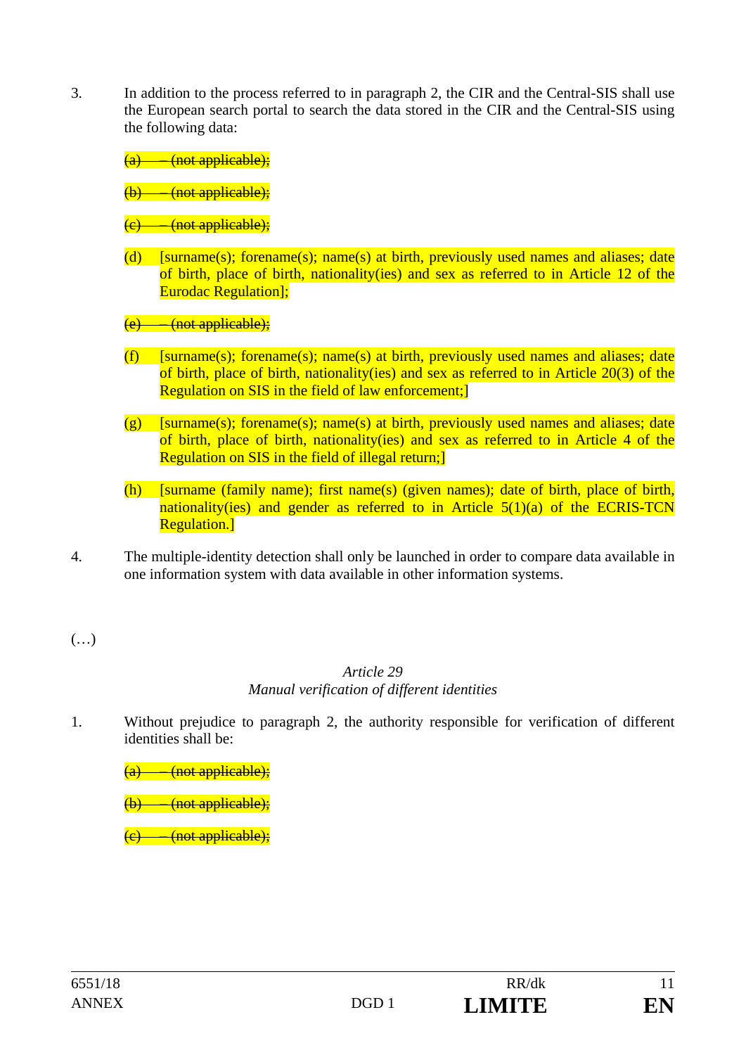3. In addition to the process referred to in paragraph 2, the CIR and the Central-SIS shall use the European search portal to search the data stored in the CIR and the Central-SIS using the following data:

   ~~(a) – (not applicable);~~

   ~~(b) – (not applicable);~~

   ~~(c) – (not applicable);~~

   (d) [surname(s); forename(s); name(s) at birth, previously used names and aliases; date of birth, place of birth, nationality(ies) and sex as referred to in Article 12 of the Eurodac Regulation];

   ~~(e) – (not applicable);~~

   (f) [surname(s); forename(s); name(s) at birth, previously used names and aliases; date of birth, place of birth, nationality(ies) and sex as referred to in Article 20(3) of the Regulation on SIS in the field of law enforcement;]

   (g) [surname(s); forename(s); name(s) at birth, previously used names and aliases; date of birth, place of birth, nationality(ies) and sex as referred to in Article 4 of the Regulation on SIS in the field of illegal return;]

   (h) [surname (family name); first name(s) (given names); date of birth, place of birth, nationality(ies) and gender as referred to in Article 5(1)(a) of the ECRIS-TCN Regulation.]

4. The multiple-identity detection shall only be launched in order to compare data available in one information system with data available in other information systems.

(…)

*Article 29*
*Manual verification of different identities*

1. Without prejudice to paragraph 2, the authority responsible for verification of different identities shall be:

   ~~(a) – (not applicable);~~

   ~~(b) – (not applicable);~~

   ~~(c) – (not applicable);~~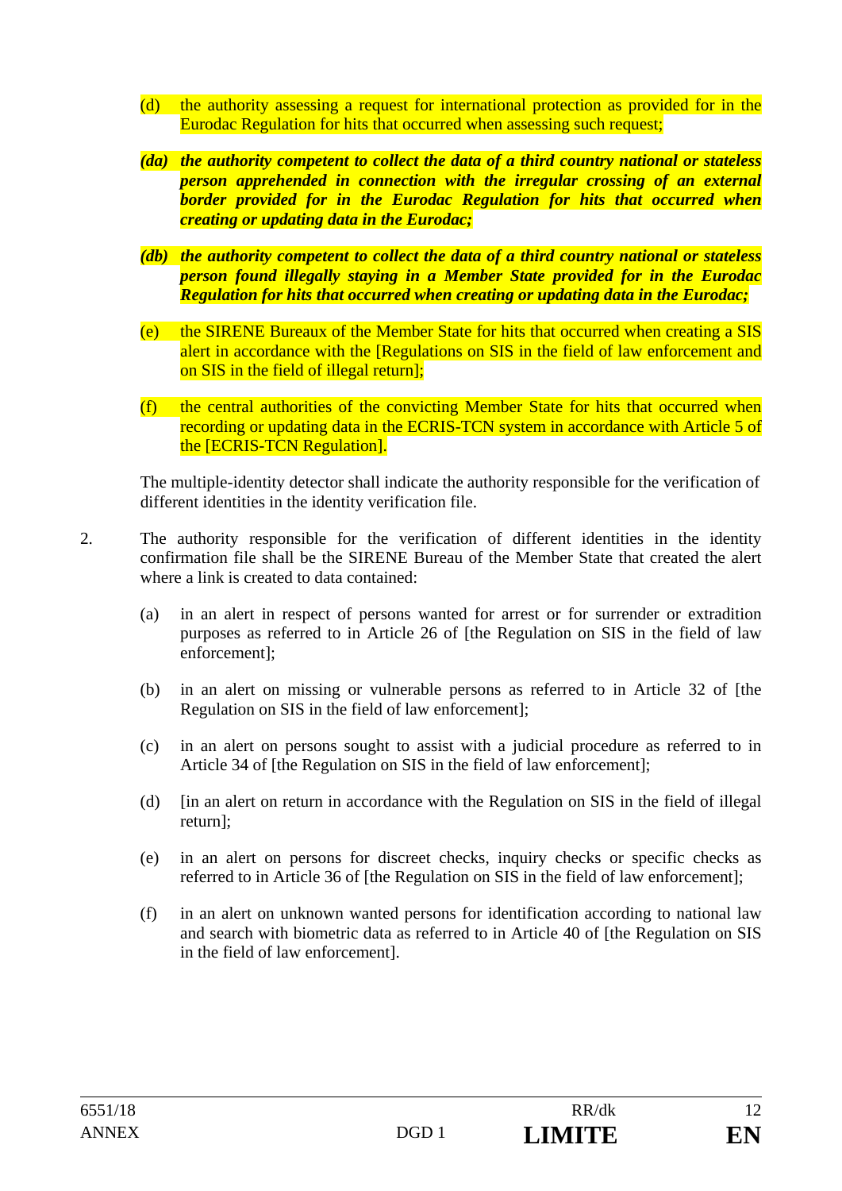(d) the authority assessing a request for international protection as provided for in the Eurodac Regulation for hits that occurred when assessing such request;

***(da) the authority competent to collect the data of a third country national or stateless person apprehended in connection with the irregular crossing of an external border provided for in the Eurodac Regulation for hits that occurred when creating or updating data in the Eurodac;***

***(db) the authority competent to collect the data of a third country national or stateless person found illegally staying in a Member State provided for in the Eurodac Regulation for hits that occurred when creating or updating data in the Eurodac;***

(e) the SIRENE Bureaux of the Member State for hits that occurred when creating a SIS alert in accordance with the [Regulations on SIS in the field of law enforcement and on SIS in the field of illegal return];

(f) the central authorities of the convicting Member State for hits that occurred when recording or updating data in the ECRIS-TCN system in accordance with Article 5 of the [ECRIS-TCN Regulation].

The multiple-identity detector shall indicate the authority responsible for the verification of different identities in the identity verification file.

2. The authority responsible for the verification of different identities in the identity confirmation file shall be the SIRENE Bureau of the Member State that created the alert where a link is created to data contained:

(a) in an alert in respect of persons wanted for arrest or for surrender or extradition purposes as referred to in Article 26 of [the Regulation on SIS in the field of law enforcement];

(b) in an alert on missing or vulnerable persons as referred to in Article 32 of [the Regulation on SIS in the field of law enforcement];

(c) in an alert on persons sought to assist with a judicial procedure as referred to in Article 34 of [the Regulation on SIS in the field of law enforcement];

(d) [in an alert on return in accordance with the Regulation on SIS in the field of illegal return];

(e) in an alert on persons for discreet checks, inquiry checks or specific checks as referred to in Article 36 of [the Regulation on SIS in the field of law enforcement];

(f) in an alert on unknown wanted persons for identification according to national law and search with biometric data as referred to in Article 40 of [the Regulation on SIS in the field of law enforcement].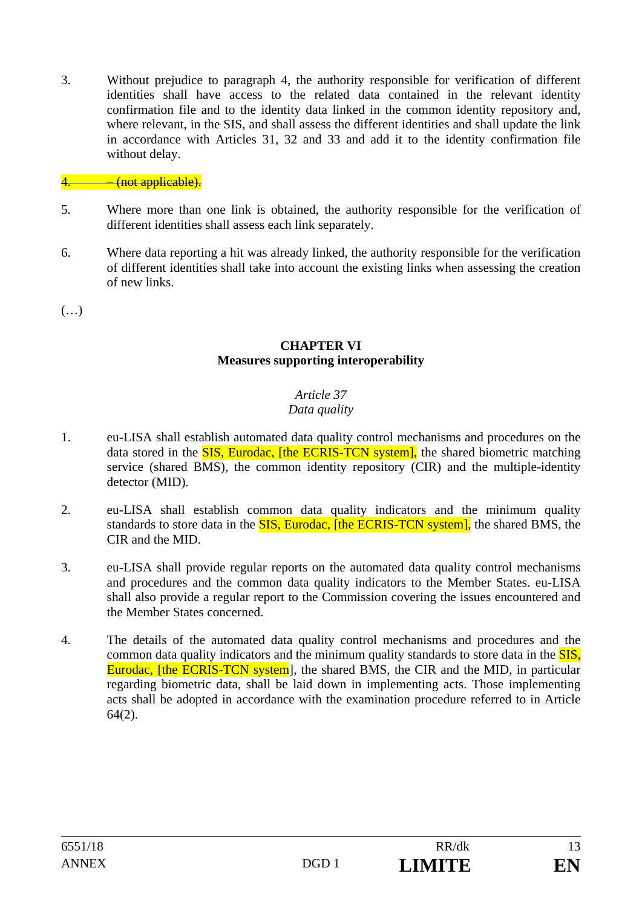3. Without prejudice to paragraph 4, the authority responsible for verification of different identities shall have access to the related data contained in the relevant identity confirmation file and to the identity data linked in the common identity repository and, where relevant, in the SIS, and shall assess the different identities and shall update the link in accordance with Articles 31, 32 and 33 and add it to the identity confirmation file without delay.

~~4. – (not applicable).~~

5. Where more than one link is obtained, the authority responsible for the verification of different identities shall assess each link separately.

6. Where data reporting a hit was already linked, the authority responsible for the verification of different identities shall take into account the existing links when assessing the creation of new links.

(…)

## CHAPTER VI
## Measures supporting interoperability

### *Article 37*
### *Data quality*

1. eu-LISA shall establish automated data quality control mechanisms and procedures on the data stored in the SIS, Eurodac, [the ECRIS-TCN system], the shared biometric matching service (shared BMS), the common identity repository (CIR) and the multiple-identity detector (MID).

2. eu-LISA shall establish common data quality indicators and the minimum quality standards to store data in the SIS, Eurodac, [the ECRIS-TCN system], the shared BMS, the CIR and the MID.

3. eu-LISA shall provide regular reports on the automated data quality control mechanisms and procedures and the common data quality indicators to the Member States. eu-LISA shall also provide a regular report to the Commission covering the issues encountered and the Member States concerned.

4. The details of the automated data quality control mechanisms and procedures and the common data quality indicators and the minimum quality standards to store data in the SIS, Eurodac, [the ECRIS-TCN system], the shared BMS, the CIR and the MID, in particular regarding biometric data, shall be laid down in implementing acts. Those implementing acts shall be adopted in accordance with the examination procedure referred to in Article 64(2).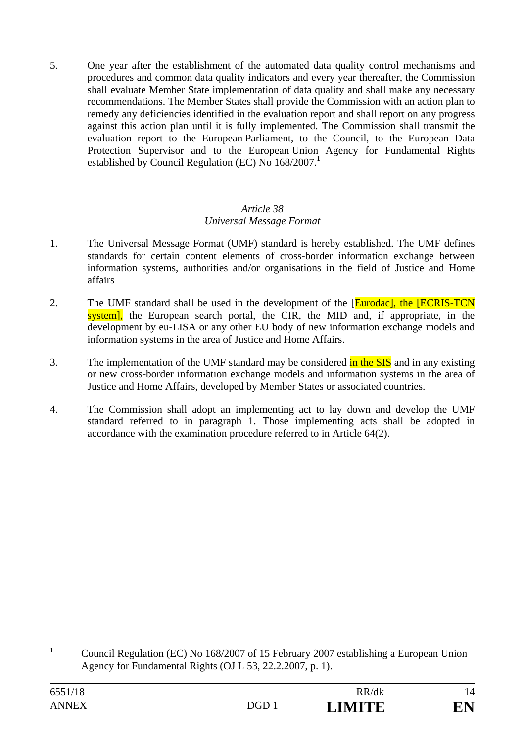5. One year after the establishment of the automated data quality control mechanisms and procedures and common data quality indicators and every year thereafter, the Commission shall evaluate Member State implementation of data quality and shall make any necessary recommendations. The Member States shall provide the Commission with an action plan to remedy any deficiencies identified in the evaluation report and shall report on any progress against this action plan until it is fully implemented. The Commission shall transmit the evaluation report to the European Parliament, to the Council, to the European Data Protection Supervisor and to the European Union Agency for Fundamental Rights established by Council Regulation (EC) No 168/2007.[1]

*Article 38*
*Universal Message Format*

1. The Universal Message Format (UMF) standard is hereby established. The UMF defines standards for certain content elements of cross-border information exchange between information systems, authorities and/or organisations in the field of Justice and Home affairs

2. The UMF standard shall be used in the development of the [Eurodac], the [ECRIS-TCN system], the European search portal, the CIR, the MID and, if appropriate, in the development by eu-LISA or any other EU body of new information exchange models and information systems in the area of Justice and Home Affairs.

3. The implementation of the UMF standard may be considered in the SIS and in any existing or new cross-border information exchange models and information systems in the area of Justice and Home Affairs, developed by Member States or associated countries.

4. The Commission shall adopt an implementing act to lay down and develop the UMF standard referred to in paragraph 1. Those implementing acts shall be adopted in accordance with the examination procedure referred to in Article 64(2).

---

[1] Council Regulation (EC) No 168/2007 of 15 February 2007 establishing a European Union Agency for Fundamental Rights (OJ L 53, 22.2.2007, p. 1).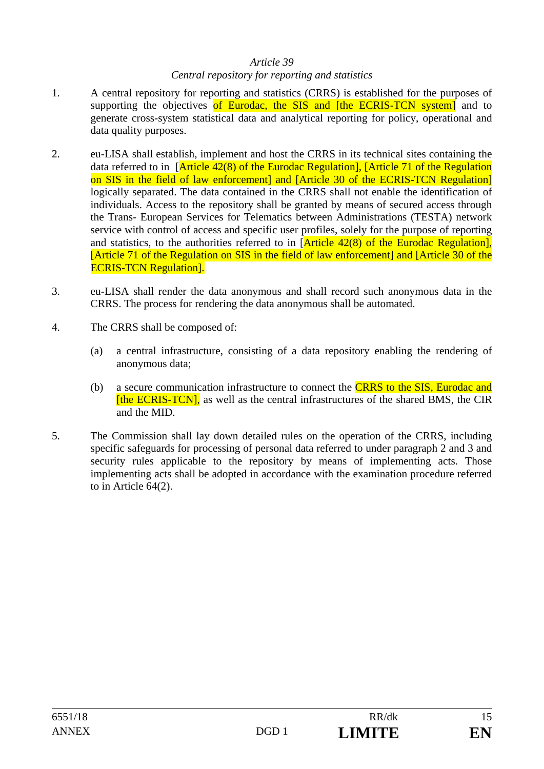*Article 39*

*Central repository for reporting and statistics*

1. A central repository for reporting and statistics (CRRS) is established for the purposes of supporting the objectives of Eurodac, the SIS and [the ECRIS-TCN system] and to generate cross-system statistical data and analytical reporting for policy, operational and data quality purposes.

2. eu-LISA shall establish, implement and host the CRRS in its technical sites containing the data referred to in [Article 42(8) of the Eurodac Regulation], [Article 71 of the Regulation on SIS in the field of law enforcement] and [Article 30 of the ECRIS-TCN Regulation] logically separated. The data contained in the CRRS shall not enable the identification of individuals. Access to the repository shall be granted by means of secured access through the Trans- European Services for Telematics between Administrations (TESTA) network service with control of access and specific user profiles, solely for the purpose of reporting and statistics, to the authorities referred to in [Article 42(8) of the Eurodac Regulation], [Article 71 of the Regulation on SIS in the field of law enforcement] and [Article 30 of the ECRIS-TCN Regulation].

3. eu-LISA shall render the data anonymous and shall record such anonymous data in the CRRS. The process for rendering the data anonymous shall be automated.

4. The CRRS shall be composed of:

   (a) a central infrastructure, consisting of a data repository enabling the rendering of anonymous data;

   (b) a secure communication infrastructure to connect the CRRS to the SIS, Eurodac and [the ECRIS-TCN], as well as the central infrastructures of the shared BMS, the CIR and the MID.

5. The Commission shall lay down detailed rules on the operation of the CRRS, including specific safeguards for processing of personal data referred to under paragraph 2 and 3 and security rules applicable to the repository by means of implementing acts. Those implementing acts shall be adopted in accordance with the examination procedure referred to in Article 64(2).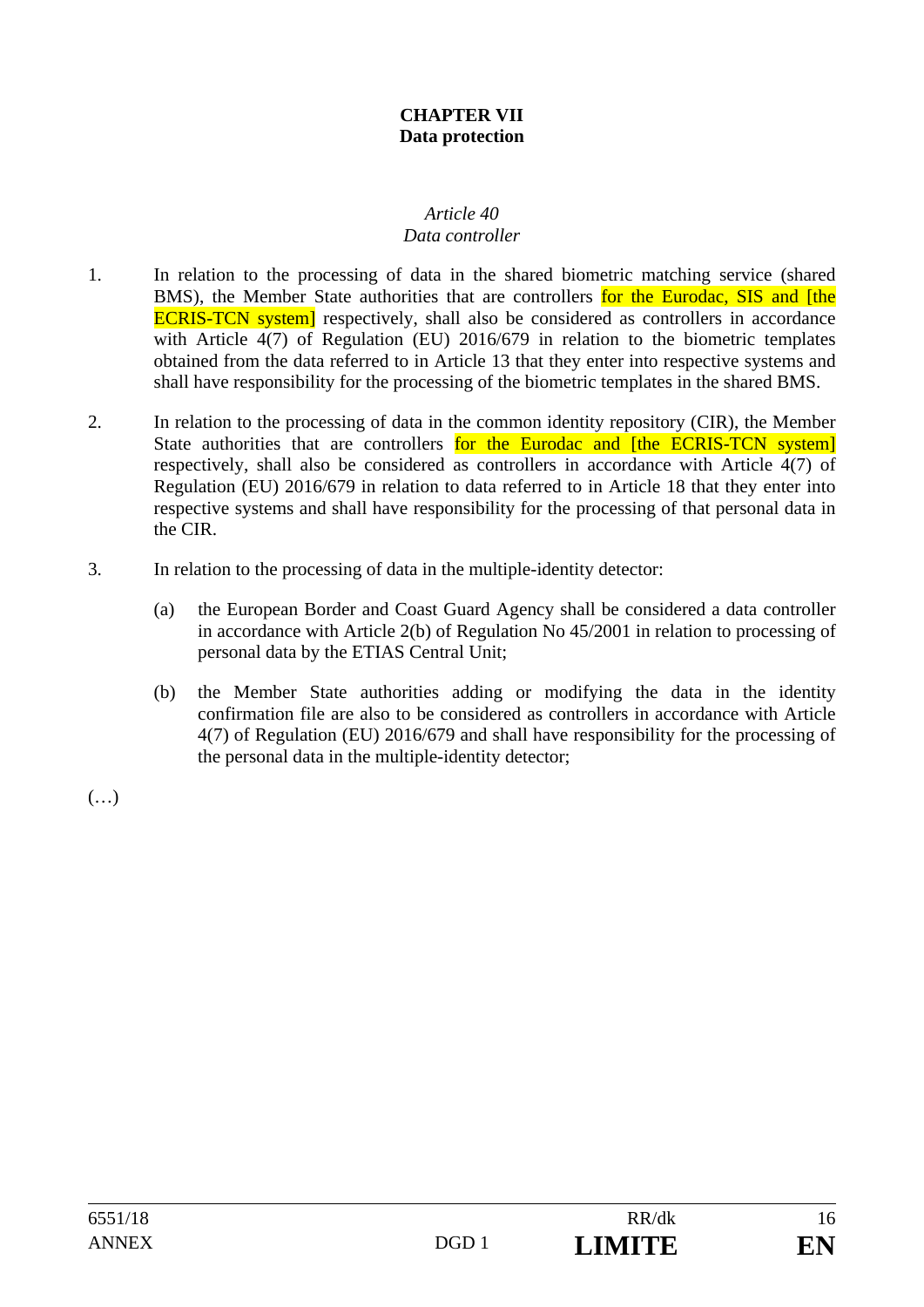**CHAPTER VII**
**Data protection**

*Article 40*
*Data controller*

1. In relation to the processing of data in the shared biometric matching service (shared BMS), the Member State authorities that are controllers for the Eurodac, SIS and [the ECRIS-TCN system] respectively, shall also be considered as controllers in accordance with Article 4(7) of Regulation (EU) 2016/679 in relation to the biometric templates obtained from the data referred to in Article 13 that they enter into respective systems and shall have responsibility for the processing of the biometric templates in the shared BMS.

2. In relation to the processing of data in the common identity repository (CIR), the Member State authorities that are controllers for the Eurodac and [the ECRIS-TCN system] respectively, shall also be considered as controllers in accordance with Article 4(7) of Regulation (EU) 2016/679 in relation to data referred to in Article 18 that they enter into respective systems and shall have responsibility for the processing of that personal data in the CIR.

3. In relation to the processing of data in the multiple-identity detector:

   (a) the European Border and Coast Guard Agency shall be considered a data controller in accordance with Article 2(b) of Regulation No 45/2001 in relation to processing of personal data by the ETIAS Central Unit;

   (b) the Member State authorities adding or modifying the data in the identity confirmation file are also to be considered as controllers in accordance with Article 4(7) of Regulation (EU) 2016/679 and shall have responsibility for the processing of the personal data in the multiple-identity detector;

(…)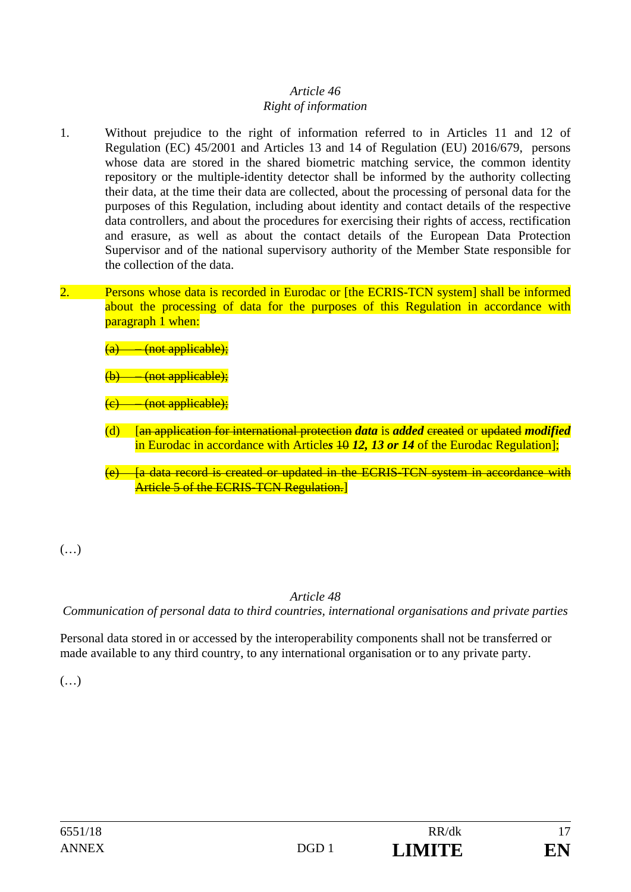*Article 46*
*Right of information*

1. Without prejudice to the right of information referred to in Articles 11 and 12 of Regulation (EC) 45/2001 and Articles 13 and 14 of Regulation (EU) 2016/679, persons whose data are stored in the shared biometric matching service, the common identity repository or the multiple-identity detector shall be informed by the authority collecting their data, at the time their data are collected, about the processing of personal data for the purposes of this Regulation, including about identity and contact details of the respective data controllers, and about the procedures for exercising their rights of access, rectification and erasure, as well as about the contact details of the European Data Protection Supervisor and of the national supervisory authority of the Member State responsible for the collection of the data.

2. Persons whose data is recorded in Eurodac or [the ECRIS-TCN system] shall be informed about the processing of data for the purposes of this Regulation in accordance with paragraph 1 when:

   ~~(a) – (not applicable);~~

   ~~(b) – (not applicable);~~

   ~~(c) – (not applicable);~~

   (d) [~~an application for international protection~~ ***data*** is ***added*** ~~created~~ or ~~updated~~ ***modified*** in Eurodac in accordance with Article***s*** ~~10~~ ***12, 13 or 14*** of the Eurodac Regulation];

   ~~(e) [a data record is created or updated in the ECRIS-TCN system in accordance with Article 5 of the ECRIS-TCN Regulation.]~~

(…)

*Article 48*
*Communication of personal data to third countries, international organisations and private parties*

Personal data stored in or accessed by the interoperability components shall not be transferred or made available to any third country, to any international organisation or to any private party.

(…)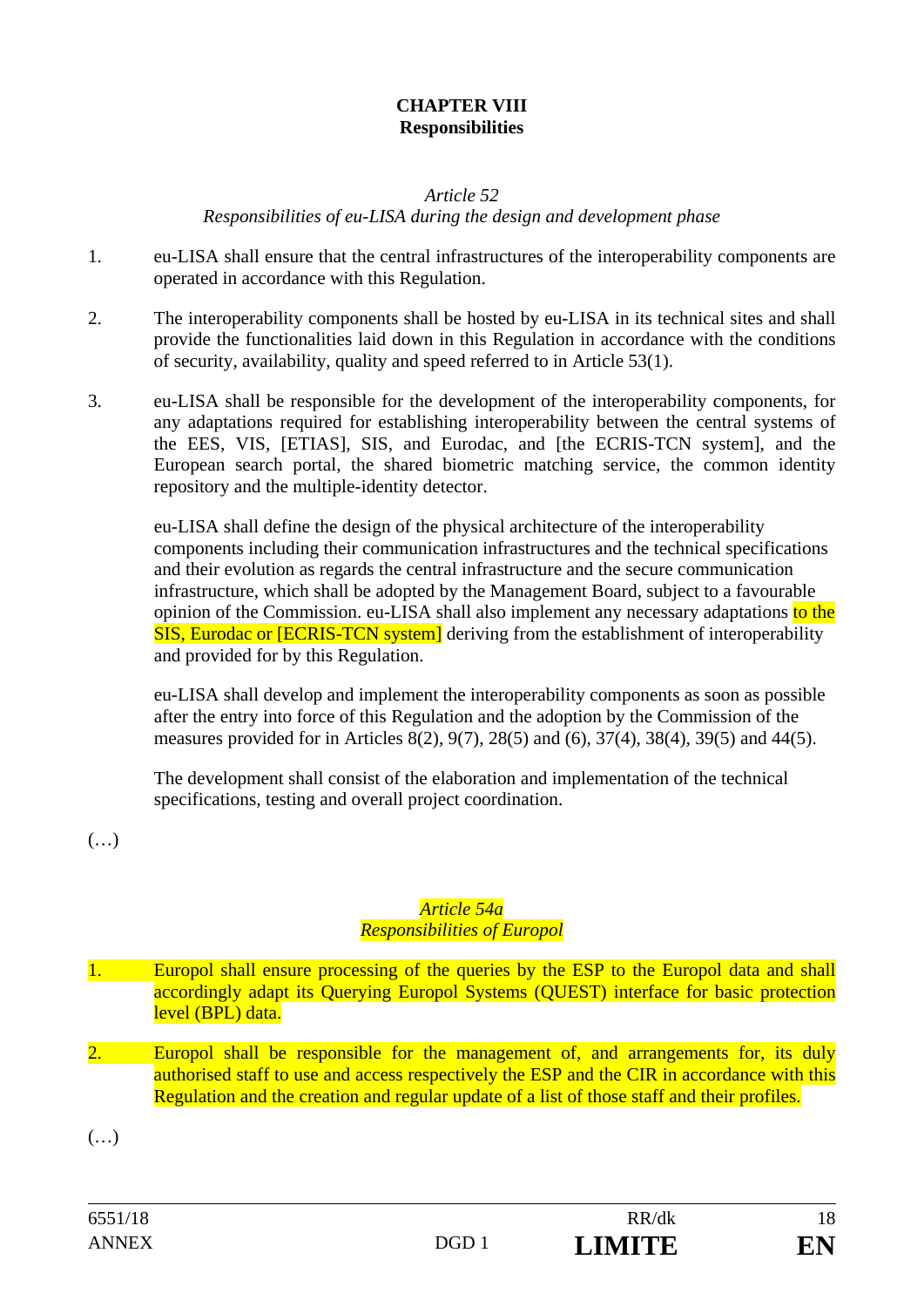**CHAPTER VIII**
**Responsibilities**

*Article 52*
*Responsibilities of eu-LISA during the design and development phase*

1. eu-LISA shall ensure that the central infrastructures of the interoperability components are operated in accordance with this Regulation.

2. The interoperability components shall be hosted by eu-LISA in its technical sites and shall provide the functionalities laid down in this Regulation in accordance with the conditions of security, availability, quality and speed referred to in Article 53(1).

3. eu-LISA shall be responsible for the development of the interoperability components, for any adaptations required for establishing interoperability between the central systems of the EES, VIS, [ETIAS], SIS, and Eurodac, and [the ECRIS-TCN system], and the European search portal, the shared biometric matching service, the common identity repository and the multiple-identity detector.

   eu-LISA shall define the design of the physical architecture of the interoperability components including their communication infrastructures and the technical specifications and their evolution as regards the central infrastructure and the secure communication infrastructure, which shall be adopted by the Management Board, subject to a favourable opinion of the Commission. eu-LISA shall also implement any necessary adaptations to the SIS, Eurodac or [ECRIS-TCN system] deriving from the establishment of interoperability and provided for by this Regulation.

   eu-LISA shall develop and implement the interoperability components as soon as possible after the entry into force of this Regulation and the adoption by the Commission of the measures provided for in Articles 8(2), 9(7), 28(5) and (6), 37(4), 38(4), 39(5) and 44(5).

   The development shall consist of the elaboration and implementation of the technical specifications, testing and overall project coordination.

(…)

*Article 54a*
*Responsibilities of Europol*

1. Europol shall ensure processing of the queries by the ESP to the Europol data and shall accordingly adapt its Querying Europol Systems (QUEST) interface for basic protection level (BPL) data.

2. Europol shall be responsible for the management of, and arrangements for, its duly authorised staff to use and access respectively the ESP and the CIR in accordance with this Regulation and the creation and regular update of a list of those staff and their profiles.

(…)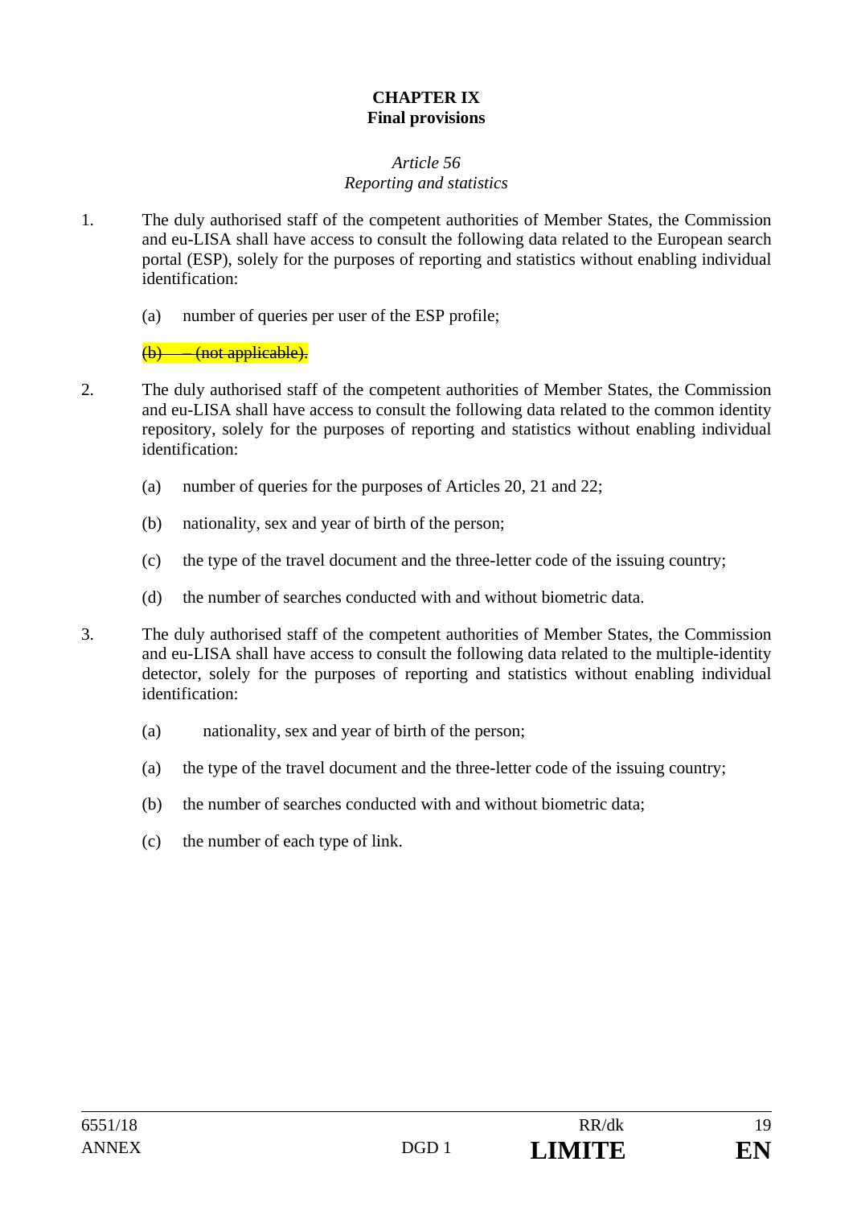**CHAPTER IX**
**Final provisions**

*Article 56*
*Reporting and statistics*

1. The duly authorised staff of the competent authorities of Member States, the Commission and eu-LISA shall have access to consult the following data related to the European search portal (ESP), solely for the purposes of reporting and statistics without enabling individual identification:

   (a) number of queries per user of the ESP profile;

   ~~(b) – (not applicable).~~

2. The duly authorised staff of the competent authorities of Member States, the Commission and eu-LISA shall have access to consult the following data related to the common identity repository, solely for the purposes of reporting and statistics without enabling individual identification:

   (a) number of queries for the purposes of Articles 20, 21 and 22;

   (b) nationality, sex and year of birth of the person;

   (c) the type of the travel document and the three-letter code of the issuing country;

   (d) the number of searches conducted with and without biometric data.

3. The duly authorised staff of the competent authorities of Member States, the Commission and eu-LISA shall have access to consult the following data related to the multiple-identity detector, solely for the purposes of reporting and statistics without enabling individual identification:

   (a) nationality, sex and year of birth of the person;

   (a) the type of the travel document and the three-letter code of the issuing country;

   (b) the number of searches conducted with and without biometric data;

   (c) the number of each type of link.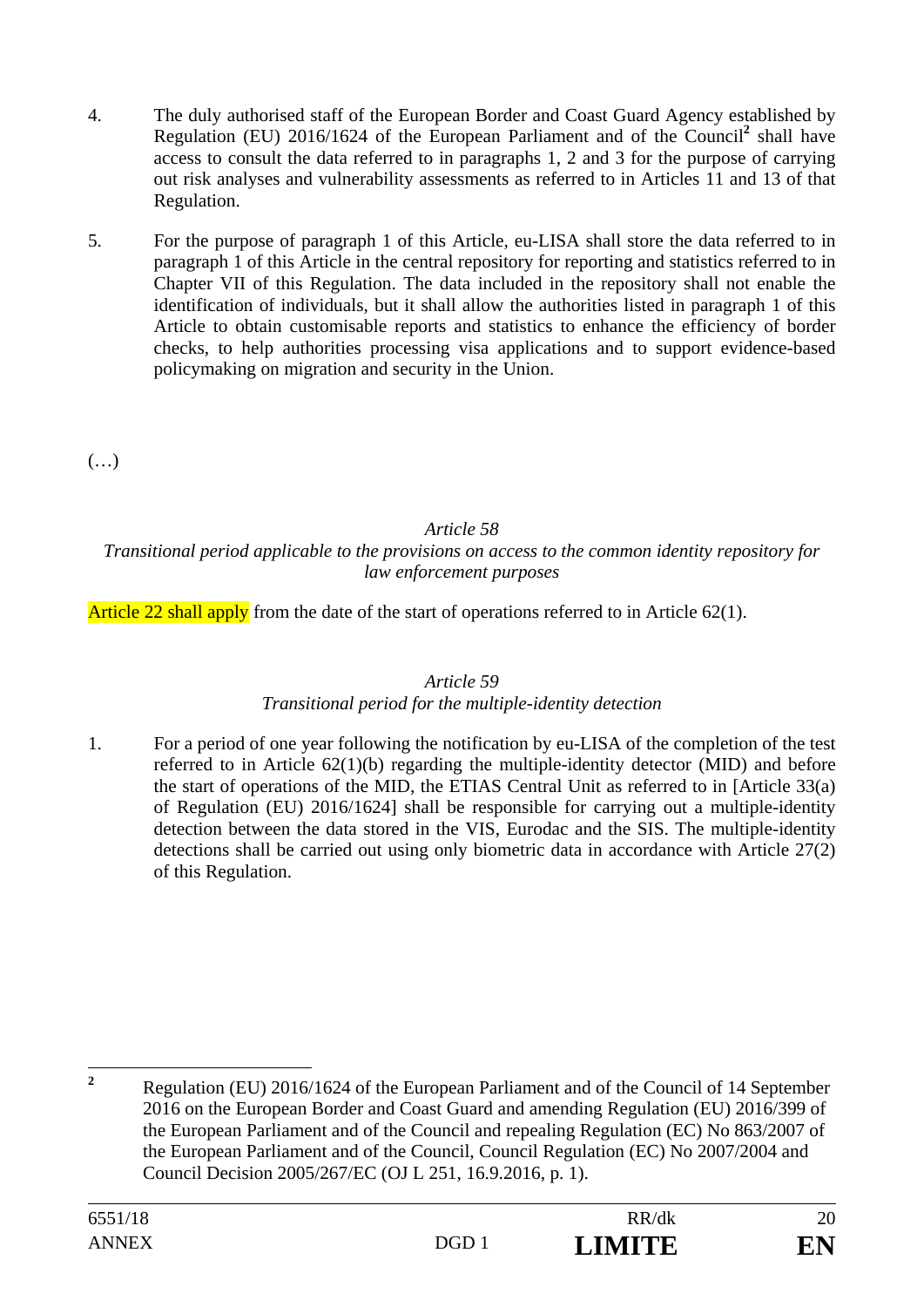4. The duly authorised staff of the European Border and Coast Guard Agency established by Regulation (EU) 2016/1624 of the European Parliament and of the Council[2] shall have access to consult the data referred to in paragraphs 1, 2 and 3 for the purpose of carrying out risk analyses and vulnerability assessments as referred to in Articles 11 and 13 of that Regulation.

5. For the purpose of paragraph 1 of this Article, eu-LISA shall store the data referred to in paragraph 1 of this Article in the central repository for reporting and statistics referred to in Chapter VII of this Regulation. The data included in the repository shall not enable the identification of individuals, but it shall allow the authorities listed in paragraph 1 of this Article to obtain customisable reports and statistics to enhance the efficiency of border checks, to help authorities processing visa applications and to support evidence-based policymaking on migration and security in the Union.

(…)

*Article 58*

*Transitional period applicable to the provisions on access to the common identity repository for law enforcement purposes*

Article 22 shall apply from the date of the start of operations referred to in Article 62(1).

*Article 59*

*Transitional period for the multiple-identity detection*

1. For a period of one year following the notification by eu-LISA of the completion of the test referred to in Article 62(1)(b) regarding the multiple-identity detector (MID) and before the start of operations of the MID, the ETIAS Central Unit as referred to in [Article 33(a) of Regulation (EU) 2016/1624] shall be responsible for carrying out a multiple-identity detection between the data stored in the VIS, Eurodac and the SIS. The multiple-identity detections shall be carried out using only biometric data in accordance with Article 27(2) of this Regulation.

---

[2] Regulation (EU) 2016/1624 of the European Parliament and of the Council of 14 September 2016 on the European Border and Coast Guard and amending Regulation (EU) 2016/399 of the European Parliament and of the Council and repealing Regulation (EC) No 863/2007 of the European Parliament and of the Council, Council Regulation (EC) No 2007/2004 and Council Decision 2005/267/EC (OJ L 251, 16.9.2016, p. 1).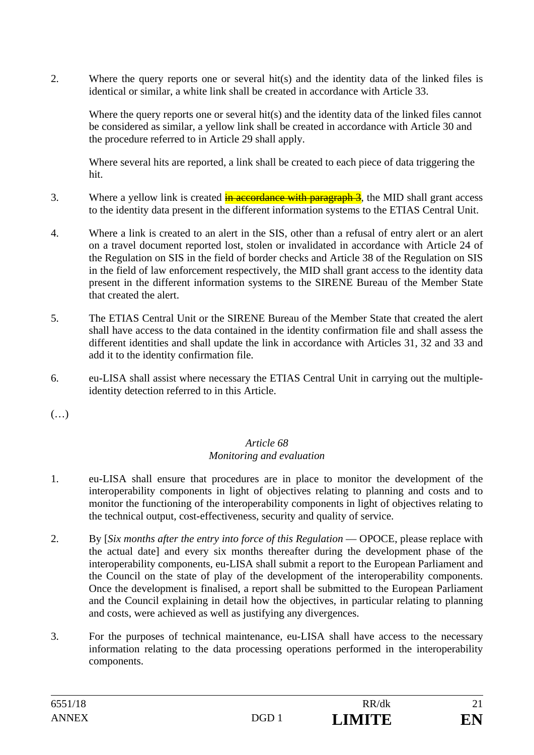2. Where the query reports one or several hit(s) and the identity data of the linked files is identical or similar, a white link shall be created in accordance with Article 33.

   Where the query reports one or several hit(s) and the identity data of the linked files cannot be considered as similar, a yellow link shall be created in accordance with Article 30 and the procedure referred to in Article 29 shall apply.

   Where several hits are reported, a link shall be created to each piece of data triggering the hit.

3. Where a yellow link is created ~~in accordance with paragraph 3~~, the MID shall grant access to the identity data present in the different information systems to the ETIAS Central Unit.

4. Where a link is created to an alert in the SIS, other than a refusal of entry alert or an alert on a travel document reported lost, stolen or invalidated in accordance with Article 24 of the Regulation on SIS in the field of border checks and Article 38 of the Regulation on SIS in the field of law enforcement respectively, the MID shall grant access to the identity data present in the different information systems to the SIRENE Bureau of the Member State that created the alert.

5. The ETIAS Central Unit or the SIRENE Bureau of the Member State that created the alert shall have access to the data contained in the identity confirmation file and shall assess the different identities and shall update the link in accordance with Articles 31, 32 and 33 and add it to the identity confirmation file.

6. eu-LISA shall assist where necessary the ETIAS Central Unit in carrying out the multiple-identity detection referred to in this Article.

(…)

*Article 68*
*Monitoring and evaluation*

1. eu-LISA shall ensure that procedures are in place to monitor the development of the interoperability components in light of objectives relating to planning and costs and to monitor the functioning of the interoperability components in light of objectives relating to the technical output, cost-effectiveness, security and quality of service.

2. By [*Six months after the entry into force of this Regulation* — OPOCE, please replace with the actual date] and every six months thereafter during the development phase of the interoperability components, eu-LISA shall submit a report to the European Parliament and the Council on the state of play of the development of the interoperability components. Once the development is finalised, a report shall be submitted to the European Parliament and the Council explaining in detail how the objectives, in particular relating to planning and costs, were achieved as well as justifying any divergences.

3. For the purposes of technical maintenance, eu-LISA shall have access to the necessary information relating to the data processing operations performed in the interoperability components.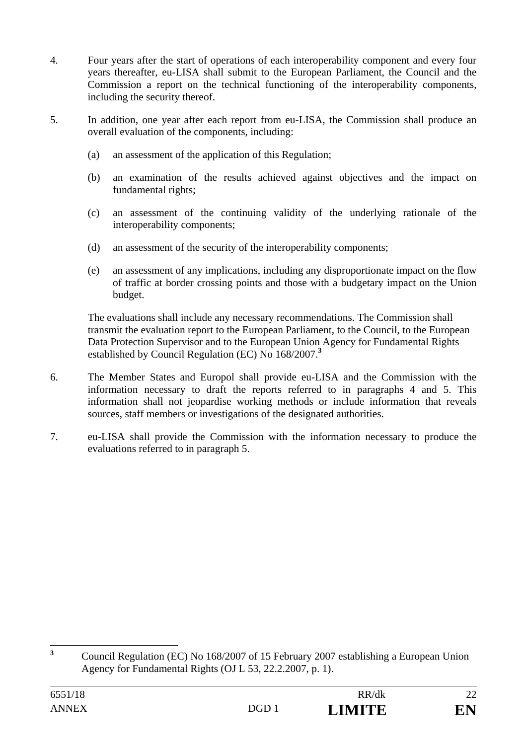4. Four years after the start of operations of each interoperability component and every four years thereafter, eu-LISA shall submit to the European Parliament, the Council and the Commission a report on the technical functioning of the interoperability components, including the security thereof.

5. In addition, one year after each report from eu-LISA, the Commission shall produce an overall evaluation of the components, including:

   (a) an assessment of the application of this Regulation;

   (b) an examination of the results achieved against objectives and the impact on fundamental rights;

   (c) an assessment of the continuing validity of the underlying rationale of the interoperability components;

   (d) an assessment of the security of the interoperability components;

   (e) an assessment of any implications, including any disproportionate impact on the flow of traffic at border crossing points and those with a budgetary impact on the Union budget.

   The evaluations shall include any necessary recommendations. The Commission shall transmit the evaluation report to the European Parliament, to the Council, to the European Data Protection Supervisor and to the European Union Agency for Fundamental Rights established by Council Regulation (EC) No 168/2007.[3]

6. The Member States and Europol shall provide eu-LISA and the Commission with the information necessary to draft the reports referred to in paragraphs 4 and 5. This information shall not jeopardise working methods or include information that reveals sources, staff members or investigations of the designated authorities.

7. eu-LISA shall provide the Commission with the information necessary to produce the evaluations referred to in paragraph 5.

---

[3] Council Regulation (EC) No 168/2007 of 15 February 2007 establishing a European Union Agency for Fundamental Rights (OJ L 53, 22.2.2007, p. 1).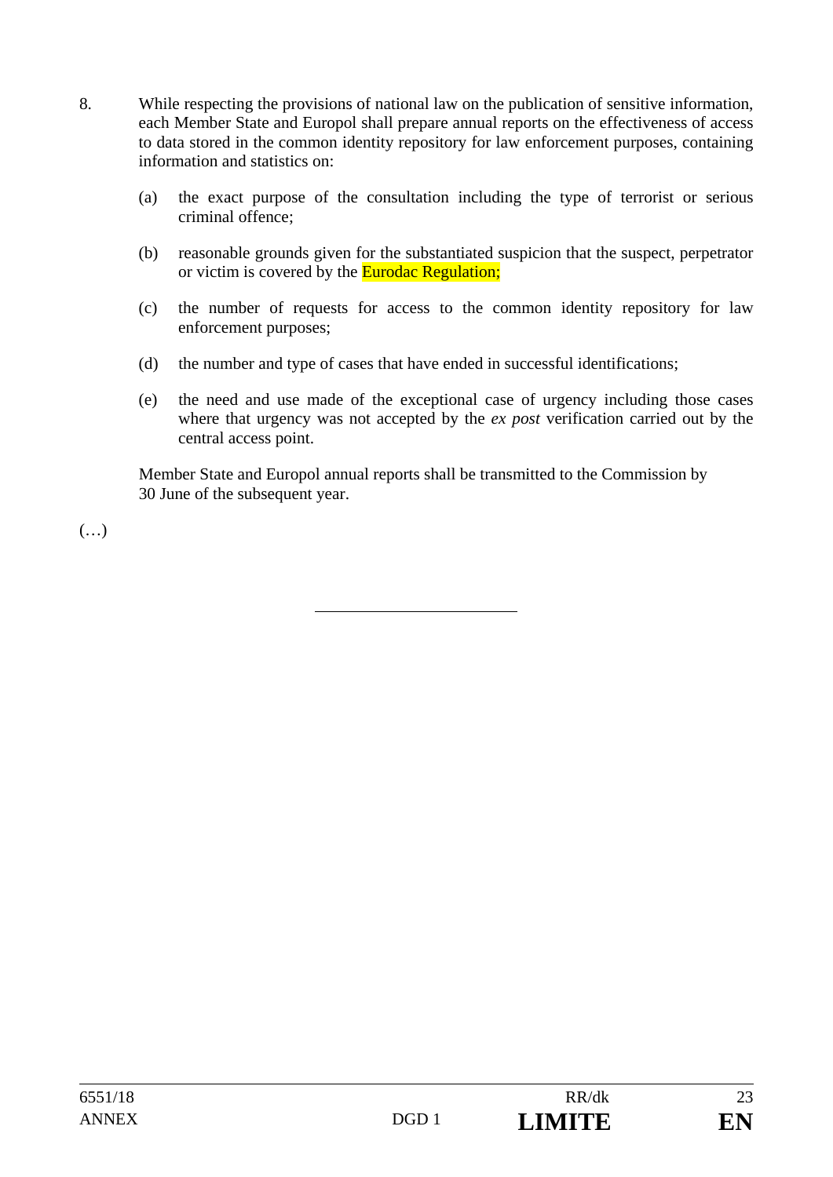8. While respecting the provisions of national law on the publication of sensitive information, each Member State and Europol shall prepare annual reports on the effectiveness of access to data stored in the common identity repository for law enforcement purposes, containing information and statistics on:

   (a) the exact purpose of the consultation including the type of terrorist or serious criminal offence;

   (b) reasonable grounds given for the substantiated suspicion that the suspect, perpetrator or victim is covered by the Eurodac Regulation;

   (c) the number of requests for access to the common identity repository for law enforcement purposes;

   (d) the number and type of cases that have ended in successful identifications;

   (e) the need and use made of the exceptional case of urgency including those cases where that urgency was not accepted by the *ex post* verification carried out by the central access point.

   Member State and Europol annual reports shall be transmitted to the Commission by 30 June of the subsequent year.

(…)